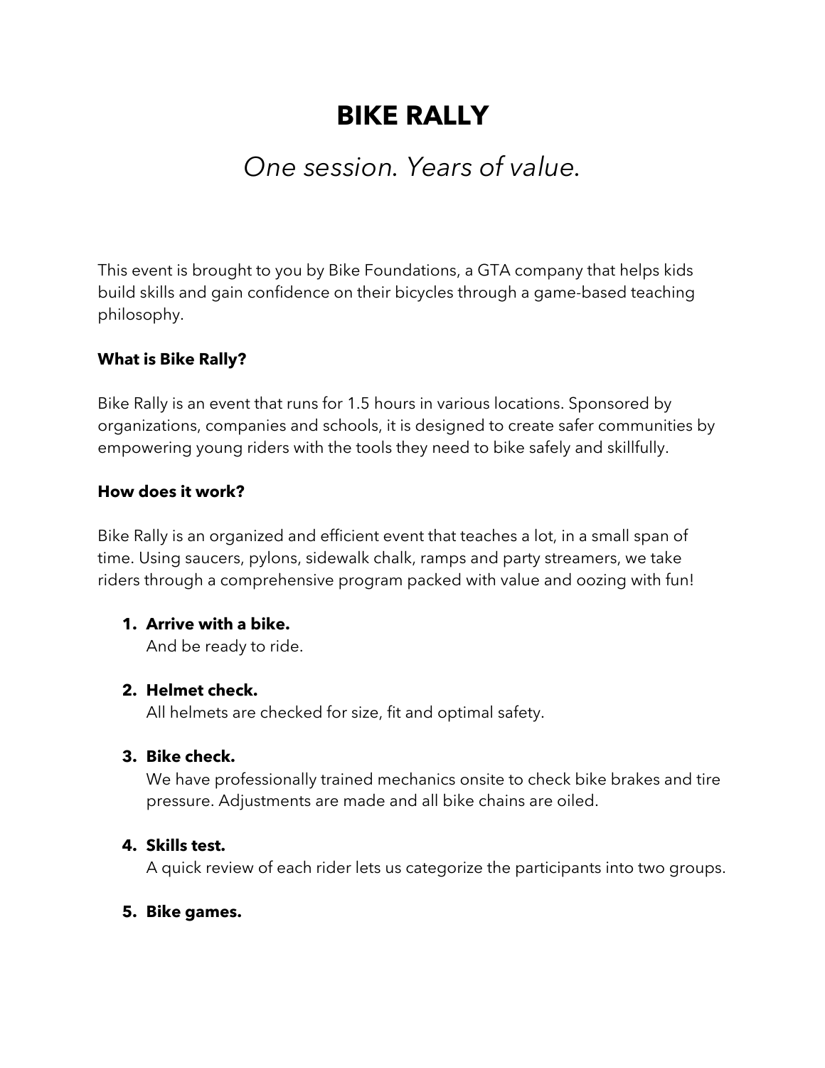# BIKE RALLY

## *One session. Years of value.*

This event is brought to you by Bike Foundations, a GTA company that helps kids build skills and gain confidence on their bicycles through a game-based teaching philosophy.

**What is Bike Rally?**

Bike Rally is an event that runs for 1.5 hours in various locations. Sponsored by organizations, companies and schools, it is designed to create safer communities by empowering young riders with the tools they need to bike safely and skillfully.

**How does it work?**

Bike Rally is an organized and efficient event that teaches a lot, in a small span of time. Using saucers, pylons, sidewalk chalk, ramps and party streamers, we take riders through a comprehensive program packed with value and oozing with fun!

1. **Arrive with a bike.**
   And be ready to ride.

2. **Helmet check.**
   All helmets are checked for size, fit and optimal safety.

3. **Bike check.**
   We have professionally trained mechanics onsite to check bike brakes and tire pressure. Adjustments are made and all bike chains are oiled.

4. **Skills test.**
   A quick review of each rider lets us categorize the participants into two groups.

5. **Bike games.**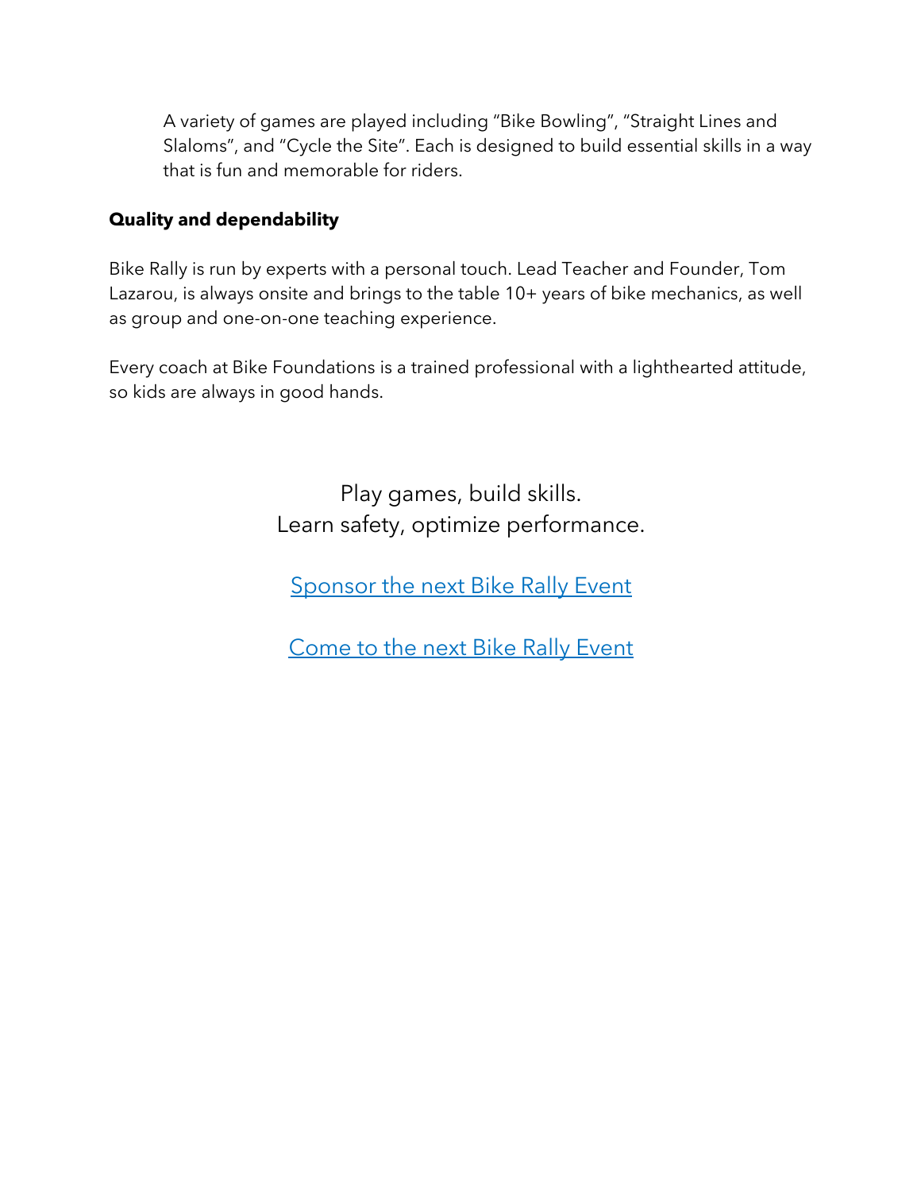A variety of games are played including "Bike Bowling", "Straight Lines and Slaloms", and "Cycle the Site". Each is designed to build essential skills in a way that is fun and memorable for riders.

**Quality and dependability**

Bike Rally is run by experts with a personal touch. Lead Teacher and Founder, Tom Lazarou, is always onsite and brings to the table 10+ years of bike mechanics, as well as group and one-on-one teaching experience.

Every coach at Bike Foundations is a trained professional with a lighthearted attitude, so kids are always in good hands.

Play games, build skills.
Learn safety, optimize performance.

Sponsor the next Bike Rally Event

Come to the next Bike Rally Event